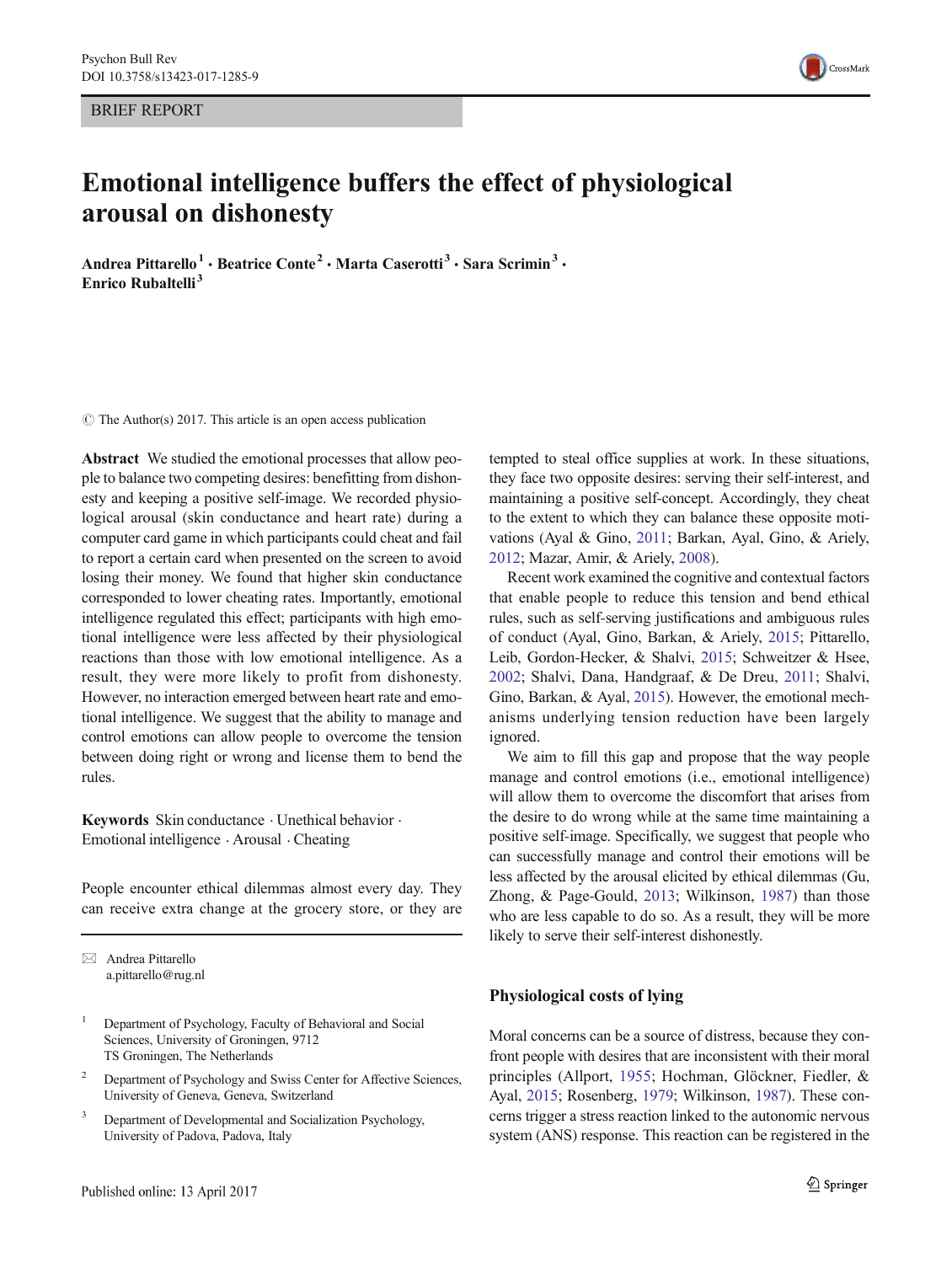BRIEF REPORT

# Emotional intelligence buffers the effect of physiological arousal on dishonesty

**Andrea Pittarello[1] · Beatrice Conte[2] · Marta Caserotti[3] · Sara Scrimin[3] · Enrico Rubaltelli[3]**

© The Author(s) 2017. This article is an open access publication

**Abstract** We studied the emotional processes that allow people to balance two competing desires: benefitting from dishonesty and keeping a positive self-image. We recorded physiological arousal (skin conductance and heart rate) during a computer card game in which participants could cheat and fail to report a certain card when presented on the screen to avoid losing their money. We found that higher skin conductance corresponded to lower cheating rates. Importantly, emotional intelligence regulated this effect; participants with high emotional intelligence were less affected by their physiological reactions than those with low emotional intelligence. As a result, they were more likely to profit from dishonesty. However, no interaction emerged between heart rate and emotional intelligence. We suggest that the ability to manage and control emotions can allow people to overcome the tension between doing right or wrong and license them to bend the rules.

**Keywords** Skin conductance · Unethical behavior · Emotional intelligence · Arousal · Cheating

People encounter ethical dilemmas almost every day. They can receive extra change at the grocery store, or they are tempted to steal office supplies at work. In these situations, they face two opposite desires: serving their self-interest, and maintaining a positive self-concept. Accordingly, they cheat to the extent to which they can balance these opposite motivations (Ayal & Gino, 2011; Barkan, Ayal, Gino, & Ariely, 2012; Mazar, Amir, & Ariely, 2008).

Recent work examined the cognitive and contextual factors that enable people to reduce this tension and bend ethical rules, such as self-serving justifications and ambiguous rules of conduct (Ayal, Gino, Barkan, & Ariely, 2015; Pittarello, Leib, Gordon-Hecker, & Shalvi, 2015; Schweitzer & Hsee, 2002; Shalvi, Dana, Handgraaf, & De Dreu, 2011; Shalvi, Gino, Barkan, & Ayal, 2015). However, the emotional mechanisms underlying tension reduction have been largely ignored.

We aim to fill this gap and propose that the way people manage and control emotions (i.e., emotional intelligence) will allow them to overcome the discomfort that arises from the desire to do wrong while at the same time maintaining a positive self-image. Specifically, we suggest that people who can successfully manage and control their emotions will be less affected by the arousal elicited by ethical dilemmas (Gu, Zhong, & Page-Gould, 2013; Wilkinson, 1987) than those who are less capable to do so. As a result, they will be more likely to serve their self-interest dishonestly.

## Physiological costs of lying

Moral concerns can be a source of distress, because they confront people with desires that are inconsistent with their moral principles (Allport, 1955; Hochman, Glöckner, Fiedler, & Ayal, 2015; Rosenberg, 1979; Wilkinson, 1987). These concerns trigger a stress reaction linked to the autonomic nervous system (ANS) response. This reaction can be registered in the

✉ Andrea Pittarello
a.pittarello@rug.nl

[1] Department of Psychology, Faculty of Behavioral and Social Sciences, University of Groningen, 9712 TS Groningen, The Netherlands

[2] Department of Psychology and Swiss Center for Affective Sciences, University of Geneva, Geneva, Switzerland

[3] Department of Developmental and Socialization Psychology, University of Padova, Padova, Italy

Published online: 13 April 2017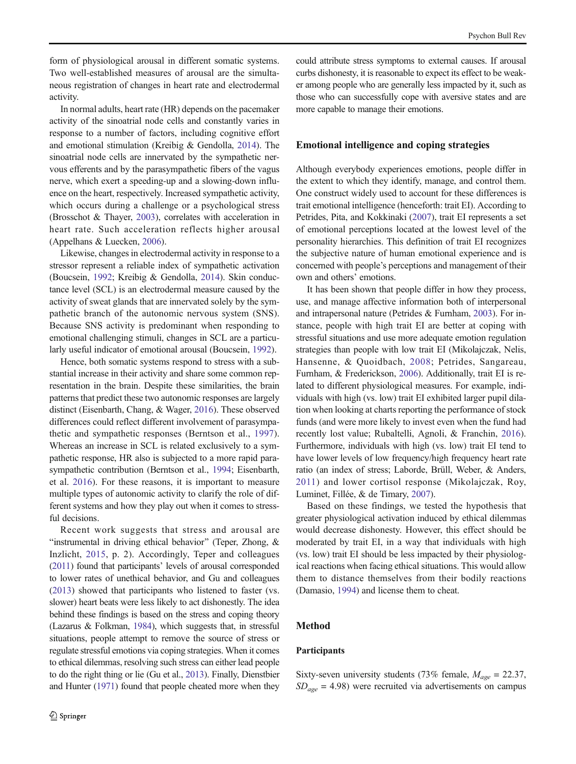form of physiological arousal in different somatic systems. Two well-established measures of arousal are the simultaneous registration of changes in heart rate and electrodermal activity.

In normal adults, heart rate (HR) depends on the pacemaker activity of the sinoatrial node cells and constantly varies in response to a number of factors, including cognitive effort and emotional stimulation (Kreibig & Gendolla, 2014). The sinoatrial node cells are innervated by the sympathetic nervous efferents and by the parasympathetic fibers of the vagus nerve, which exert a speeding-up and a slowing-down influence on the heart, respectively. Increased sympathetic activity, which occurs during a challenge or a psychological stress (Brosschot & Thayer, 2003), correlates with acceleration in heart rate. Such acceleration reflects higher arousal (Appelhans & Luecken, 2006).

Likewise, changes in electrodermal activity in response to a stressor represent a reliable index of sympathetic activation (Boucsein, 1992; Kreibig & Gendolla, 2014). Skin conductance level (SCL) is an electrodermal measure caused by the activity of sweat glands that are innervated solely by the sympathetic branch of the autonomic nervous system (SNS). Because SNS activity is predominant when responding to emotional challenging stimuli, changes in SCL are a particularly useful indicator of emotional arousal (Boucsein, 1992).

Hence, both somatic systems respond to stress with a substantial increase in their activity and share some common representation in the brain. Despite these similarities, the brain patterns that predict these two autonomic responses are largely distinct (Eisenbarth, Chang, & Wager, 2016). These observed differences could reflect different involvement of parasympathetic and sympathetic responses (Berntson et al., 1997). Whereas an increase in SCL is related exclusively to a sympathetic response, HR also is subjected to a more rapid parasympathetic contribution (Berntson et al., 1994; Eisenbarth, et al. 2016). For these reasons, it is important to measure multiple types of autonomic activity to clarify the role of different systems and how they play out when it comes to stressful decisions.

Recent work suggests that stress and arousal are "instrumental in driving ethical behavior" (Teper, Zhong, & Inzlicht, 2015, p. 2). Accordingly, Teper and colleagues (2011) found that participants' levels of arousal corresponded to lower rates of unethical behavior, and Gu and colleagues (2013) showed that participants who listened to faster (vs. slower) heart beats were less likely to act dishonestly. The idea behind these findings is based on the stress and coping theory (Lazarus & Folkman, 1984), which suggests that, in stressful situations, people attempt to remove the source of stress or regulate stressful emotions via coping strategies. When it comes to ethical dilemmas, resolving such stress can either lead people to do the right thing or lie (Gu et al., 2013). Finally, Dienstbier and Hunter (1971) found that people cheated more when they could attribute stress symptoms to external causes. If arousal curbs dishonesty, it is reasonable to expect its effect to be weaker among people who are generally less impacted by it, such as those who can successfully cope with aversive states and are more capable to manage their emotions.

## Emotional intelligence and coping strategies

Although everybody experiences emotions, people differ in the extent to which they identify, manage, and control them. One construct widely used to account for these differences is trait emotional intelligence (henceforth: trait EI). According to Petrides, Pita, and Kokkinaki (2007), trait EI represents a set of emotional perceptions located at the lowest level of the personality hierarchies. This definition of trait EI recognizes the subjective nature of human emotional experience and is concerned with people's perceptions and management of their own and others' emotions.

It has been shown that people differ in how they process, use, and manage affective information both of interpersonal and intrapersonal nature (Petrides & Furnham, 2003). For instance, people with high trait EI are better at coping with stressful situations and use more adequate emotion regulation strategies than people with low trait EI (Mikolajczak, Nelis, Hansenne, & Quoidbach, 2008; Petrides, Sangareau, Furnham, & Frederickson, 2006). Additionally, trait EI is related to different physiological measures. For example, individuals with high (vs. low) trait EI exhibited larger pupil dilation when looking at charts reporting the performance of stock funds (and were more likely to invest even when the fund had recently lost value; Rubaltelli, Agnoli, & Franchin, 2016). Furthermore, individuals with high (vs. low) trait EI tend to have lower levels of low frequency/high frequency heart rate ratio (an index of stress; Laborde, Brüll, Weber, & Anders, 2011) and lower cortisol response (Mikolajczak, Roy, Luminet, Fillée, & de Timary, 2007).

Based on these findings, we tested the hypothesis that greater physiological activation induced by ethical dilemmas would decrease dishonesty. However, this effect should be moderated by trait EI, in a way that individuals with high (vs. low) trait EI should be less impacted by their physiological reactions when facing ethical situations. This would allow them to distance themselves from their bodily reactions (Damasio, 1994) and license them to cheat.

## Method

### Participants

Sixty-seven university students (73% female, $M_{age}$ = 22.37, $SD_{age}$ = 4.98) were recruited via advertisements on campus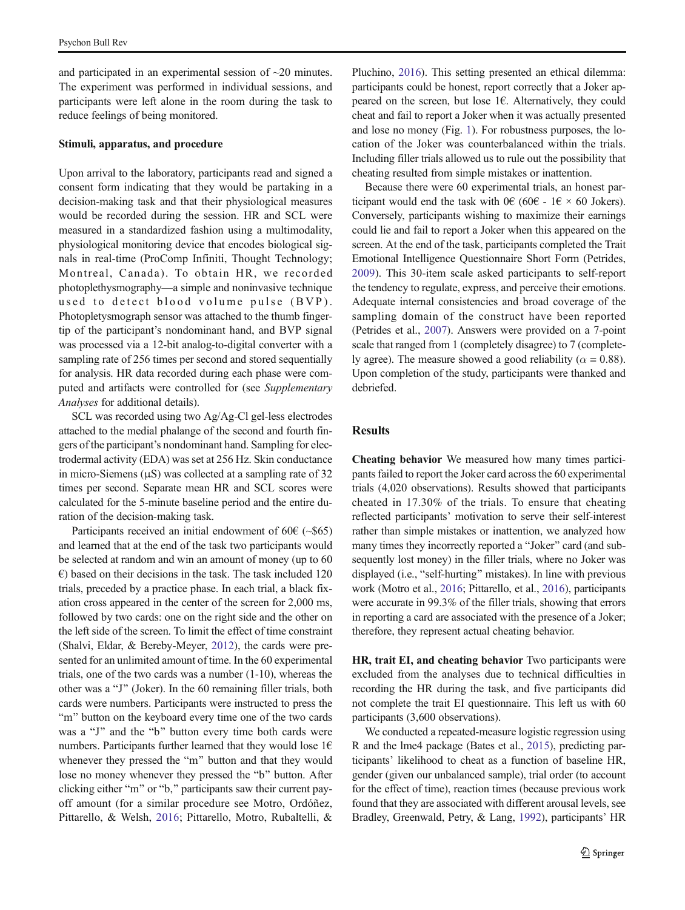and participated in an experimental session of ~20 minutes. The experiment was performed in individual sessions, and participants were left alone in the room during the task to reduce feelings of being monitored.

### Stimuli, apparatus, and procedure

Upon arrival to the laboratory, participants read and signed a consent form indicating that they would be partaking in a decision-making task and that their physiological measures would be recorded during the session. HR and SCL were measured in a standardized fashion using a multimodality, physiological monitoring device that encodes biological signals in real-time (ProComp Infiniti, Thought Technology; Montreal, Canada). To obtain HR, we recorded photoplethysmography—a simple and noninvasive technique used to detect blood volume pulse (BVP). Photopletysmograph sensor was attached to the thumb fingertip of the participant's nondominant hand, and BVP signal was processed via a 12-bit analog-to-digital converter with a sampling rate of 256 times per second and stored sequentially for analysis. HR data recorded during each phase were computed and artifacts were controlled for (see *Supplementary Analyses* for additional details).

SCL was recorded using two Ag/Ag-Cl gel-less electrodes attached to the medial phalange of the second and fourth fingers of the participant's nondominant hand. Sampling for electrodermal activity (EDA) was set at 256 Hz. Skin conductance in micro-Siemens (μS) was collected at a sampling rate of 32 times per second. Separate mean HR and SCL scores were calculated for the 5-minute baseline period and the entire duration of the decision-making task.

Participants received an initial endowment of 60€ (~$65) and learned that at the end of the task two participants would be selected at random and win an amount of money (up to 60 €) based on their decisions in the task. The task included 120 trials, preceded by a practice phase. In each trial, a black fixation cross appeared in the center of the screen for 2,000 ms, followed by two cards: one on the right side and the other on the left side of the screen. To limit the effect of time constraint (Shalvi, Eldar, & Bereby-Meyer, 2012), the cards were presented for an unlimited amount of time. In the 60 experimental trials, one of the two cards was a number (1-10), whereas the other was a "J" (Joker). In the 60 remaining filler trials, both cards were numbers. Participants were instructed to press the "m" button on the keyboard every time one of the two cards was a "J" and the "b" button every time both cards were numbers. Participants further learned that they would lose 1€ whenever they pressed the "m" button and that they would lose no money whenever they pressed the "b" button. After clicking either "m" or "b," participants saw their current payoff amount (for a similar procedure see Motro, Ordóñez, Pittarello, & Welsh, 2016; Pittarello, Motro, Rubaltelli, & Pluchino, 2016). This setting presented an ethical dilemma: participants could be honest, report correctly that a Joker appeared on the screen, but lose 1€. Alternatively, they could cheat and fail to report a Joker when it was actually presented and lose no money (Fig. 1). For robustness purposes, the location of the Joker was counterbalanced within the trials. Including filler trials allowed us to rule out the possibility that cheating resulted from simple mistakes or inattention.

Because there were 60 experimental trials, an honest participant would end the task with 0€ (60€ - 1€ × 60 Jokers). Conversely, participants wishing to maximize their earnings could lie and fail to report a Joker when this appeared on the screen. At the end of the task, participants completed the Trait Emotional Intelligence Questionnaire Short Form (Petrides, 2009). This 30-item scale asked participants to self-report the tendency to regulate, express, and perceive their emotions. Adequate internal consistencies and broad coverage of the sampling domain of the construct have been reported (Petrides et al., 2007). Answers were provided on a 7-point scale that ranged from 1 (completely disagree) to 7 (completely agree). The measure showed a good reliability ($\alpha = 0.88$). Upon completion of the study, participants were thanked and debriefed.

## Results

**Cheating behavior** We measured how many times participants failed to report the Joker card across the 60 experimental trials (4,020 observations). Results showed that participants cheated in 17.30% of the trials. To ensure that cheating reflected participants' motivation to serve their self-interest rather than simple mistakes or inattention, we analyzed how many times they incorrectly reported a "Joker" card (and subsequently lost money) in the filler trials, where no Joker was displayed (i.e., "self-hurting" mistakes). In line with previous work (Motro et al., 2016; Pittarello, et al., 2016), participants were accurate in 99.3% of the filler trials, showing that errors in reporting a card are associated with the presence of a Joker; therefore, they represent actual cheating behavior.

**HR, trait EI, and cheating behavior** Two participants were excluded from the analyses due to technical difficulties in recording the HR during the task, and five participants did not complete the trait EI questionnaire. This left us with 60 participants (3,600 observations).

We conducted a repeated-measure logistic regression using R and the lme4 package (Bates et al., 2015), predicting participants' likelihood to cheat as a function of baseline HR, gender (given our unbalanced sample), trial order (to account for the effect of time), reaction times (because previous work found that they are associated with different arousal levels, see Bradley, Greenwald, Petry, & Lang, 1992), participants' HR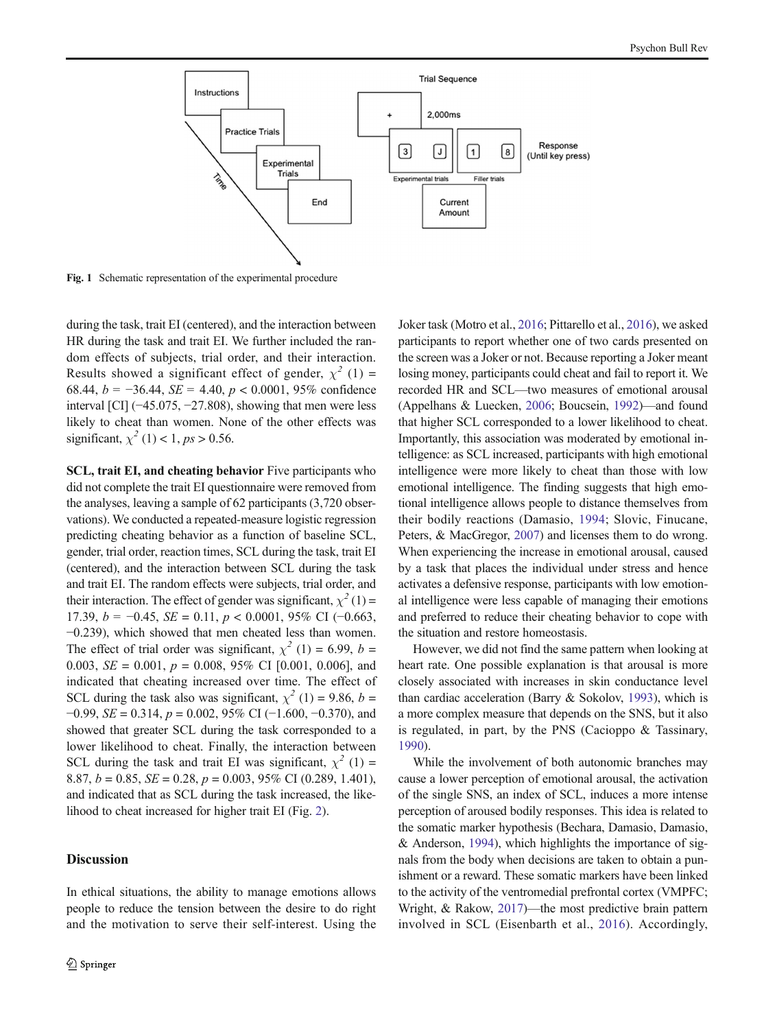Fig. 1 Schematic representation of the experimental procedure

during the task, trait EI (centered), and the interaction between HR during the task and trait EI. We further included the random effects of subjects, trial order, and their interaction. Results showed a significant effect of gender, $\chi^2$ (1) = 68.44, $b$ = −36.44, $SE$ = 4.40, $p$ < 0.0001, 95% confidence interval [CI] (−45.075, −27.808), showing that men were less likely to cheat than women. None of the other effects was significant, $\chi^2$ (1) < 1, $ps$ > 0.56.

**SCL, trait EI, and cheating behavior** Five participants who did not complete the trait EI questionnaire were removed from the analyses, leaving a sample of 62 participants (3,720 observations). We conducted a repeated-measure logistic regression predicting cheating behavior as a function of baseline SCL, gender, trial order, reaction times, SCL during the task, trait EI (centered), and the interaction between SCL during the task and trait EI. The random effects were subjects, trial order, and their interaction. The effect of gender was significant, $\chi^2$ (1) = 17.39, $b$ = −0.45, $SE$ = 0.11, $p$ < 0.0001, 95% CI (−0.663, −0.239), which showed that men cheated less than women. The effect of trial order was significant, $\chi^2$ (1) = 6.99, $b$ = 0.003, $SE$ = 0.001, $p$ = 0.008, 95% CI [0.001, 0.006], and indicated that cheating increased over time. The effect of SCL during the task also was significant, $\chi^2$ (1) = 9.86, $b$ = −0.99, $SE$ = 0.314, $p$ = 0.002, 95% CI (−1.600, −0.370), and showed that greater SCL during the task corresponded to a lower likelihood to cheat. Finally, the interaction between SCL during the task and trait EI was significant, $\chi^2$ (1) = 8.87, $b$ = 0.85, $SE$ = 0.28, $p$ = 0.003, 95% CI (0.289, 1.401), and indicated that as SCL during the task increased, the likelihood to cheat increased for higher trait EI (Fig. 2).

## Discussion

In ethical situations, the ability to manage emotions allows people to reduce the tension between the desire to do right and the motivation to serve their self-interest. Using the Joker task (Motro et al., 2016; Pittarello et al., 2016), we asked participants to report whether one of two cards presented on the screen was a Joker or not. Because reporting a Joker meant losing money, participants could cheat and fail to report it. We recorded HR and SCL—two measures of emotional arousal (Appelhans & Luecken, 2006; Boucsein, 1992)—and found that higher SCL corresponded to a lower likelihood to cheat. Importantly, this association was moderated by emotional intelligence: as SCL increased, participants with high emotional intelligence were more likely to cheat than those with low emotional intelligence. The finding suggests that high emotional intelligence allows people to distance themselves from their bodily reactions (Damasio, 1994; Slovic, Finucane, Peters, & MacGregor, 2007) and licenses them to do wrong. When experiencing the increase in emotional arousal, caused by a task that places the individual under stress and hence activates a defensive response, participants with low emotional intelligence were less capable of managing their emotions and preferred to reduce their cheating behavior to cope with the situation and restore homeostasis.

However, we did not find the same pattern when looking at heart rate. One possible explanation is that arousal is more closely associated with increases in skin conductance level than cardiac acceleration (Barry & Sokolov, 1993), which is a more complex measure that depends on the SNS, but it also is regulated, in part, by the PNS (Cacioppo & Tassinary, 1990).

While the involvement of both autonomic branches may cause a lower perception of emotional arousal, the activation of the single SNS, an index of SCL, induces a more intense perception of aroused bodily responses. This idea is related to the somatic marker hypothesis (Bechara, Damasio, Damasio, & Anderson, 1994), which highlights the importance of signals from the body when decisions are taken to obtain a punishment or a reward. These somatic markers have been linked to the activity of the ventromedial prefrontal cortex (VMPFC; Wright, & Rakow, 2017)—the most predictive brain pattern involved in SCL (Eisenbarth et al., 2016). Accordingly,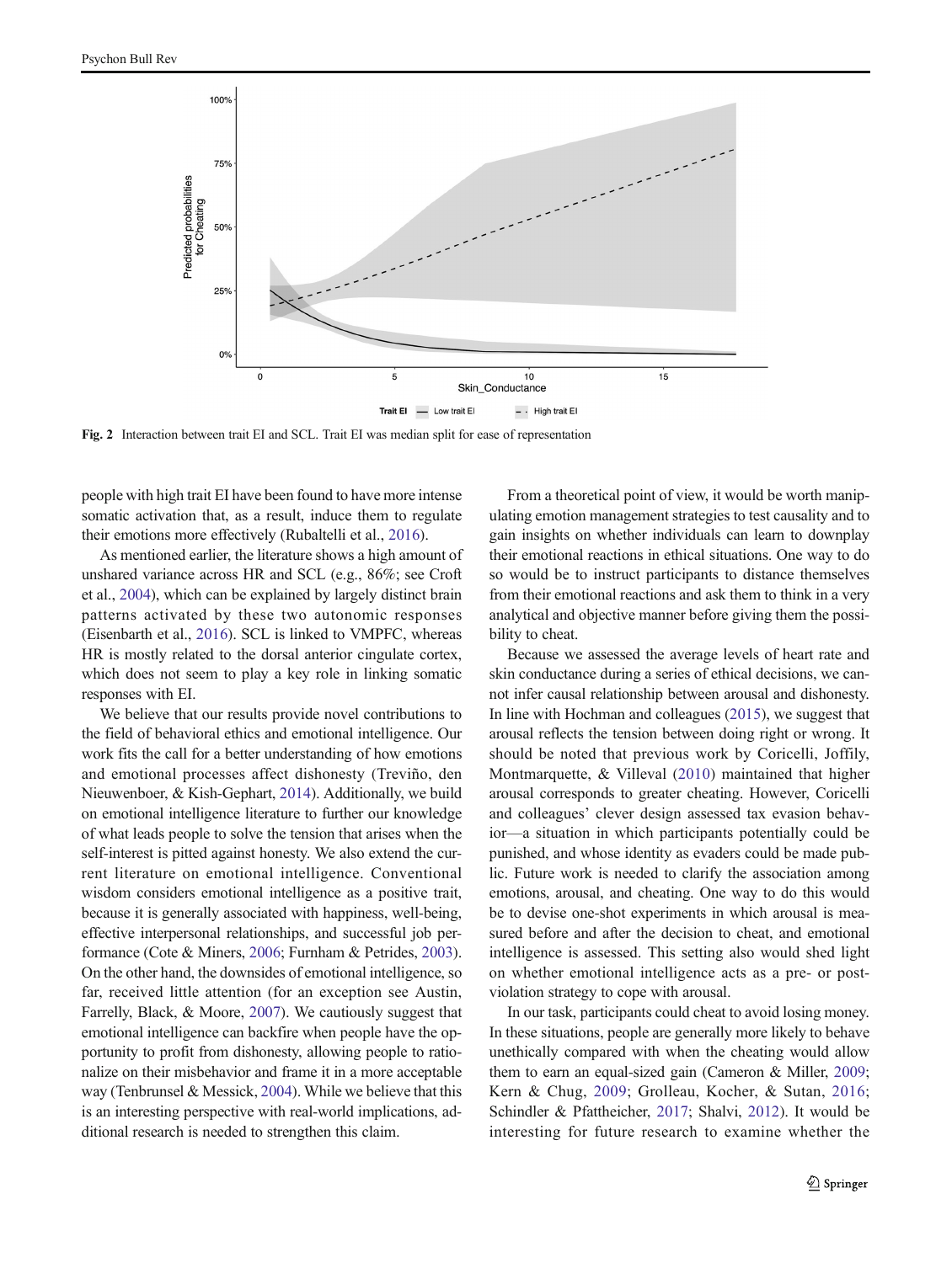Fig. 2 Interaction between trait EI and SCL. Trait EI was median split for ease of representation

people with high trait EI have been found to have more intense somatic activation that, as a result, induce them to regulate their emotions more effectively (Rubaltelli et al., 2016).

As mentioned earlier, the literature shows a high amount of unshared variance across HR and SCL (e.g., 86%; see Croft et al., 2004), which can be explained by largely distinct brain patterns activated by these two autonomic responses (Eisenbarth et al., 2016). SCL is linked to VMPFC, whereas HR is mostly related to the dorsal anterior cingulate cortex, which does not seem to play a key role in linking somatic responses with EI.

We believe that our results provide novel contributions to the field of behavioral ethics and emotional intelligence. Our work fits the call for a better understanding of how emotions and emotional processes affect dishonesty (Treviño, den Nieuwenboer, & Kish-Gephart, 2014). Additionally, we build on emotional intelligence literature to further our knowledge of what leads people to solve the tension that arises when the self-interest is pitted against honesty. We also extend the current literature on emotional intelligence. Conventional wisdom considers emotional intelligence as a positive trait, because it is generally associated with happiness, well-being, effective interpersonal relationships, and successful job performance (Cote & Miners, 2006; Furnham & Petrides, 2003). On the other hand, the downsides of emotional intelligence, so far, received little attention (for an exception see Austin, Farrelly, Black, & Moore, 2007). We cautiously suggest that emotional intelligence can backfire when people have the opportunity to profit from dishonesty, allowing people to rationalize on their misbehavior and frame it in a more acceptable way (Tenbrunsel & Messick, 2004). While we believe that this is an interesting perspective with real-world implications, additional research is needed to strengthen this claim.

From a theoretical point of view, it would be worth manipulating emotion management strategies to test causality and to gain insights on whether individuals can learn to downplay their emotional reactions in ethical situations. One way to do so would be to instruct participants to distance themselves from their emotional reactions and ask them to think in a very analytical and objective manner before giving them the possibility to cheat.

Because we assessed the average levels of heart rate and skin conductance during a series of ethical decisions, we cannot infer causal relationship between arousal and dishonesty. In line with Hochman and colleagues (2015), we suggest that arousal reflects the tension between doing right or wrong. It should be noted that previous work by Coricelli, Joffily, Montmarquette, & Villeval (2010) maintained that higher arousal corresponds to greater cheating. However, Coricelli and colleagues' clever design assessed tax evasion behavior—a situation in which participants potentially could be punished, and whose identity as evaders could be made public. Future work is needed to clarify the association among emotions, arousal, and cheating. One way to do this would be to devise one-shot experiments in which arousal is measured before and after the decision to cheat, and emotional intelligence is assessed. This setting also would shed light on whether emotional intelligence acts as a pre- or post-violation strategy to cope with arousal.

In our task, participants could cheat to avoid losing money. In these situations, people are generally more likely to behave unethically compared with when the cheating would allow them to earn an equal-sized gain (Cameron & Miller, 2009; Kern & Chug, 2009; Grolleau, Kocher, & Sutan, 2016; Schindler & Pfattheicher, 2017; Shalvi, 2012). It would be interesting for future research to examine whether the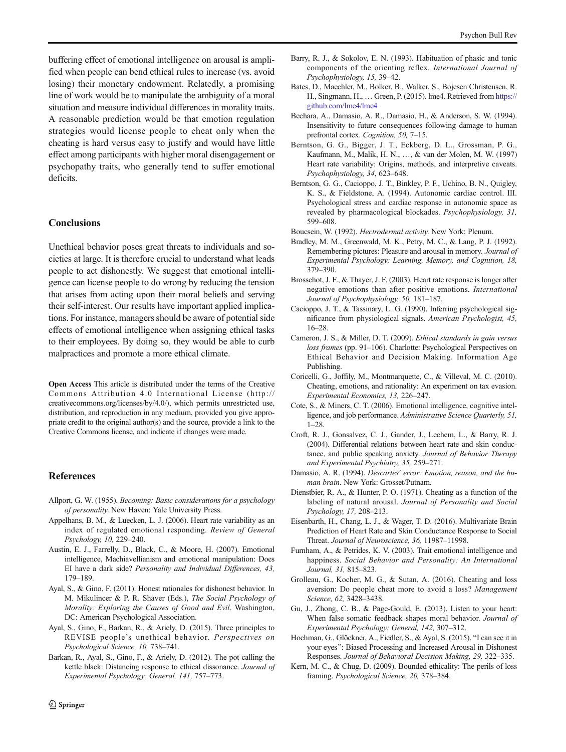buffering effect of emotional intelligence on arousal is amplified when people can bend ethical rules to increase (vs. avoid losing) their monetary endowment. Relatedly, a promising line of work would be to manipulate the ambiguity of a moral situation and measure individual differences in morality traits. A reasonable prediction would be that emotion regulation strategies would license people to cheat only when the cheating is hard versus easy to justify and would have little effect among participants with higher moral disengagement or psychopathy traits, who generally tend to suffer emotional deficits.

## Conclusions

Unethical behavior poses great threats to individuals and societies at large. It is therefore crucial to understand what leads people to act dishonestly. We suggest that emotional intelligence can license people to do wrong by reducing the tension that arises from acting upon their moral beliefs and serving their self-interest. Our results have important applied implications. For instance, managers should be aware of potential side effects of emotional intelligence when assigning ethical tasks to their employees. By doing so, they would be able to curb malpractices and promote a more ethical climate.

**Open Access** This article is distributed under the terms of the Creative Commons Attribution 4.0 International License (http://creativecommons.org/licenses/by/4.0/), which permits unrestricted use, distribution, and reproduction in any medium, provided you give appropriate credit to the original author(s) and the source, provide a link to the Creative Commons license, and indicate if changes were made.

## References

Allport, G. W. (1955). *Becoming: Basic considerations for a psychology of personality*. New Haven: Yale University Press.

Appelhans, B. M., & Luecken, L. J. (2006). Heart rate variability as an index of regulated emotional responding. *Review of General Psychology, 10,* 229–240.

Austin, E. J., Farrelly, D., Black, C., & Moore, H. (2007). Emotional intelligence, Machiavellianism and emotional manipulation: Does EI have a dark side? *Personality and Individual Differences, 43,* 179–189.

Ayal, S., & Gino, F. (2011). Honest rationales for dishonest behavior. In M. Mikulincer & P. R. Shaver (Eds.), *The Social Psychology of Morality: Exploring the Causes of Good and Evil*. Washington, DC: American Psychological Association.

Ayal, S., Gino, F., Barkan, R., & Ariely, D. (2015). Three principles to REVISE people's unethical behavior. *Perspectives on Psychological Science, 10,* 738–741.

Barkan, R., Ayal, S., Gino, F., & Ariely, D. (2012). The pot calling the kettle black: Distancing response to ethical dissonance. *Journal of Experimental Psychology: General, 141,* 757–773.

Barry, R. J., & Sokolov, E. N. (1993). Habituation of phasic and tonic components of the orienting reflex. *International Journal of Psychophysiology, 15,* 39–42.

Bates, D., Maechler, M., Bolker, B., Walker, S., Bojesen Christensen, R. H., Singmann, H., … Green, P. (2015). lme4. Retrieved from https://github.com/lme4/lme4

Bechara, A., Damasio, A. R., Damasio, H., & Anderson, S. W. (1994). Insensitivity to future consequences following damage to human prefrontal cortex. *Cognition, 50,* 7–15.

Berntson, G. G., Bigger, J. T., Eckberg, D. L., Grossman, P. G., Kaufmann, M., Malik, H. N., …, & van der Molen, M. W. (1997) Heart rate variability: Origins, methods, and interpretive caveats. *Psychophysiology, 34*, 623–648.

Berntson, G. G., Cacioppo, J. T., Binkley, P. F., Uchino, B. N., Quigley, K. S., & Fieldstone, A. (1994). Autonomic cardiac control. III. Psychological stress and cardiac response in autonomic space as revealed by pharmacological blockades. *Psychophysiology, 31,* 599–608.

Boucsein, W. (1992). *Hectrodermal activity*. New York: Plenum.

Bradley, M. M., Greenwald, M. K., Petry, M. C., & Lang, P. J. (1992). Remembering pictures: Pleasure and arousal in memory. *Journal of Experimental Psychology: Learning, Memory, and Cognition, 18,* 379–390.

Brosschot, J. F., & Thayer, J. F. (2003). Heart rate response is longer after negative emotions than after positive emotions. *International Journal of Psychophysiology, 50,* 181–187.

Cacioppo, J. T., & Tassinary, L. G. (1990). Inferring psychological significance from physiological signals. *American Psychologist, 45,* 16–28.

Cameron, J. S., & Miller, D. T. (2009). *Ethical standards in gain versus loss frames* (pp. 91–106). Charlotte: Psychological Perspectives on Ethical Behavior and Decision Making. Information Age Publishing.

Coricelli, G., Joffily, M., Montmarquette, C., & Villeval, M. C. (2010). Cheating, emotions, and rationality: An experiment on tax evasion. *Experimental Economics, 13,* 226–247.

Cote, S., & Miners, C. T. (2006). Emotional intelligence, cognitive intelligence, and job performance. *Administrative Science Quarterly, 51,* 1–28.

Croft, R. J., Gonsalvez, C. J., Gander, J., Lechem, L., & Barry, R. J. (2004). Differential relations between heart rate and skin conductance, and public speaking anxiety. *Journal of Behavior Therapy and Experimental Psychiatry, 35,* 259–271.

Damasio, A. R. (1994). *Descartes' error: Emotion, reason, and the human brain*. New York: Grosset/Putnam.

Dienstbier, R. A., & Hunter, P. O. (1971). Cheating as a function of the labeling of natural arousal. *Journal of Personality and Social Psychology, 17,* 208–213.

Eisenbarth, H., Chang, L. J., & Wager, T. D. (2016). Multivariate Brain Prediction of Heart Rate and Skin Conductance Response to Social Threat. *Journal of Neuroscience, 36,* 11987–11998.

Furnham, A., & Petrides, K. V. (2003). Trait emotional intelligence and happiness. *Social Behavior and Personality: An International Journal, 31,* 815–823.

Grolleau, G., Kocher, M. G., & Sutan, A. (2016). Cheating and loss aversion: Do people cheat more to avoid a loss? *Management Science, 62,* 3428–3438.

Gu, J., Zhong, C. B., & Page-Gould, E. (2013). Listen to your heart: When false somatic feedback shapes moral behavior. *Journal of Experimental Psychology: General, 142,* 307–312.

Hochman, G., Glöckner, A., Fiedler, S., & Ayal, S. (2015). "I can see it in your eyes": Biased Processing and Increased Arousal in Dishonest Responses. *Journal of Behavioral Decision Making, 29,* 322–335.

Kern, M. C., & Chug, D. (2009). Bounded ethicality: The perils of loss framing. *Psychological Science, 20,* 378–384.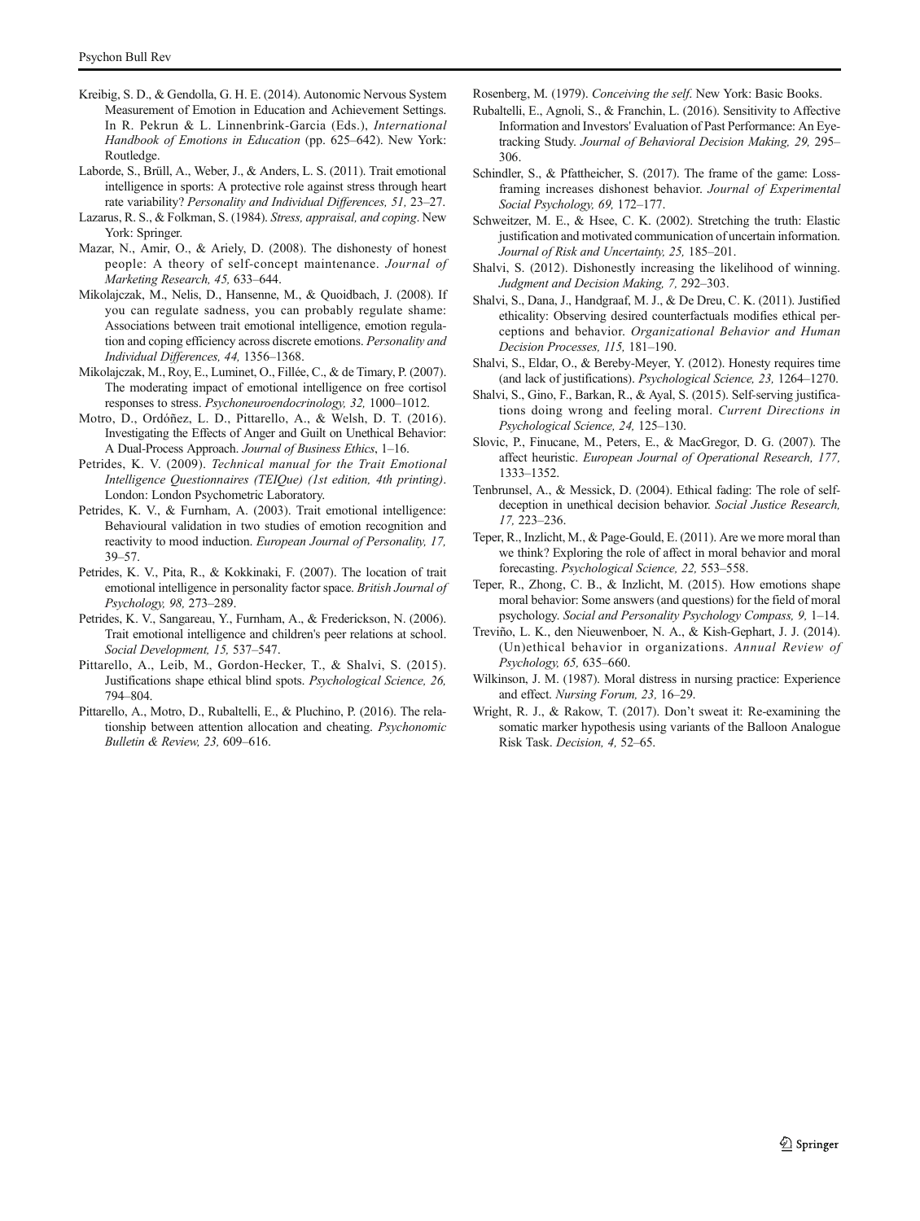Kreibig, S. D., & Gendolla, G. H. E. (2014). Autonomic Nervous System Measurement of Emotion in Education and Achievement Settings. In R. Pekrun & L. Linnenbrink-Garcia (Eds.), *International Handbook of Emotions in Education* (pp. 625–642). New York: Routledge.

Laborde, S., Brüll, A., Weber, J., & Anders, L. S. (2011). Trait emotional intelligence in sports: A protective role against stress through heart rate variability? *Personality and Individual Differences, 51,* 23–27.

Lazarus, R. S., & Folkman, S. (1984). *Stress, appraisal, and coping*. New York: Springer.

Mazar, N., Amir, O., & Ariely, D. (2008). The dishonesty of honest people: A theory of self-concept maintenance. *Journal of Marketing Research, 45,* 633–644.

Mikolajczak, M., Nelis, D., Hansenne, M., & Quoidbach, J. (2008). If you can regulate sadness, you can probably regulate shame: Associations between trait emotional intelligence, emotion regulation and coping efficiency across discrete emotions. *Personality and Individual Differences, 44,* 1356–1368.

Mikolajczak, M., Roy, E., Luminet, O., Fillée, C., & de Timary, P. (2007). The moderating impact of emotional intelligence on free cortisol responses to stress. *Psychoneuroendocrinology, 32,* 1000–1012.

Motro, D., Ordóñez, L. D., Pittarello, A., & Welsh, D. T. (2016). Investigating the Effects of Anger and Guilt on Unethical Behavior: A Dual-Process Approach. *Journal of Business Ethics*, 1–16.

Petrides, K. V. (2009). *Technical manual for the Trait Emotional Intelligence Questionnaires (TEIQue) (1st edition, 4th printing)*. London: London Psychometric Laboratory.

Petrides, K. V., & Furnham, A. (2003). Trait emotional intelligence: Behavioural validation in two studies of emotion recognition and reactivity to mood induction. *European Journal of Personality, 17,* 39–57.

Petrides, K. V., Pita, R., & Kokkinaki, F. (2007). The location of trait emotional intelligence in personality factor space. *British Journal of Psychology, 98,* 273–289.

Petrides, K. V., Sangareau, Y., Furnham, A., & Frederickson, N. (2006). Trait emotional intelligence and children's peer relations at school. *Social Development, 15,* 537–547.

Pittarello, A., Leib, M., Gordon-Hecker, T., & Shalvi, S. (2015). Justifications shape ethical blind spots. *Psychological Science, 26,* 794–804.

Pittarello, A., Motro, D., Rubaltelli, E., & Pluchino, P. (2016). The relationship between attention allocation and cheating. *Psychonomic Bulletin & Review, 23,* 609–616.

Rosenberg, M. (1979). *Conceiving the self*. New York: Basic Books.

Rubaltelli, E., Agnoli, S., & Franchin, L. (2016). Sensitivity to Affective Information and Investors' Evaluation of Past Performance: An Eye-tracking Study. *Journal of Behavioral Decision Making, 29,* 295–306.

Schindler, S., & Pfattheicher, S. (2017). The frame of the game: Loss-framing increases dishonest behavior. *Journal of Experimental Social Psychology, 69,* 172–177.

Schweitzer, M. E., & Hsee, C. K. (2002). Stretching the truth: Elastic justification and motivated communication of uncertain information. *Journal of Risk and Uncertainty, 25,* 185–201.

Shalvi, S. (2012). Dishonestly increasing the likelihood of winning. *Judgment and Decision Making, 7,* 292–303.

Shalvi, S., Dana, J., Handgraaf, M. J., & De Dreu, C. K. (2011). Justified ethicality: Observing desired counterfactuals modifies ethical perceptions and behavior. *Organizational Behavior and Human Decision Processes, 115,* 181–190.

Shalvi, S., Eldar, O., & Bereby-Meyer, Y. (2012). Honesty requires time (and lack of justifications). *Psychological Science, 23,* 1264–1270.

Shalvi, S., Gino, F., Barkan, R., & Ayal, S. (2015). Self-serving justifications doing wrong and feeling moral. *Current Directions in Psychological Science, 24,* 125–130.

Slovic, P., Finucane, M., Peters, E., & MacGregor, D. G. (2007). The affect heuristic. *European Journal of Operational Research, 177,* 1333–1352.

Tenbrunsel, A., & Messick, D. (2004). Ethical fading: The role of self-deception in unethical decision behavior. *Social Justice Research, 17,* 223–236.

Teper, R., Inzlicht, M., & Page-Gould, E. (2011). Are we more moral than we think? Exploring the role of affect in moral behavior and moral forecasting. *Psychological Science, 22,* 553–558.

Teper, R., Zhong, C. B., & Inzlicht, M. (2015). How emotions shape moral behavior: Some answers (and questions) for the field of moral psychology. *Social and Personality Psychology Compass, 9,* 1–14.

Treviño, L. K., den Nieuwenboer, N. A., & Kish-Gephart, J. J. (2014). (Un)ethical behavior in organizations. *Annual Review of Psychology, 65,* 635–660.

Wilkinson, J. M. (1987). Moral distress in nursing practice: Experience and effect. *Nursing Forum, 23,* 16–29.

Wright, R. J., & Rakow, T. (2017). Don't sweat it: Re-examining the somatic marker hypothesis using variants of the Balloon Analogue Risk Task. *Decision, 4,* 52–65.